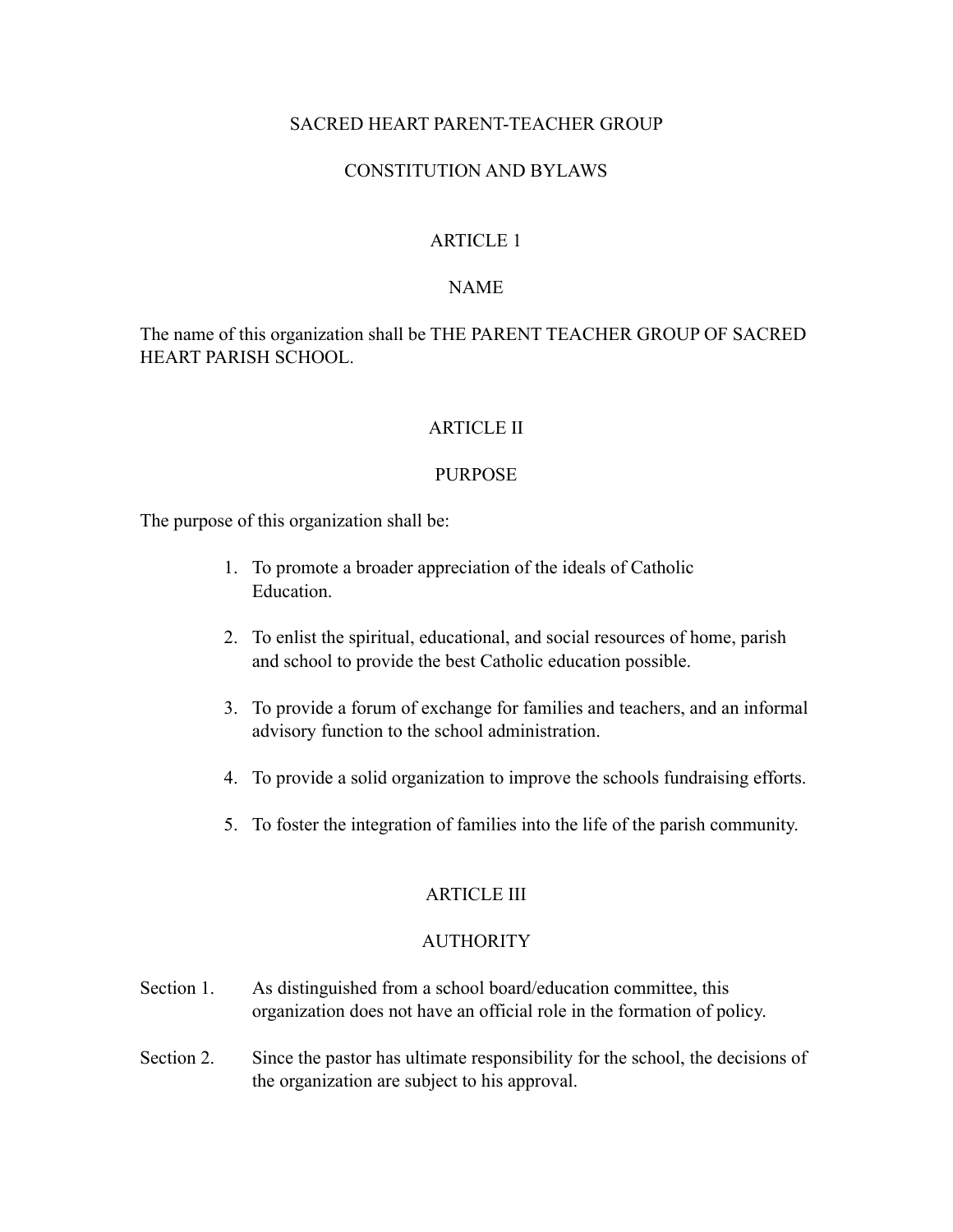# SACRED HEART PARENT-TEACHER GROUP

# CONSTITUTION AND BYLAWS

## ARTICLE 1

## NAME

The name of this organization shall be THE PARENT TEACHER GROUP OF SACRED HEART PARISH SCHOOL.

## ARTICLE II

## PURPOSE

The purpose of this organization shall be:

1. To promote a broader appreciation of the ideals of Catholic Education.
2. To enlist the spiritual, educational, and social resources of home, parish and school to provide the best Catholic education possible.
3. To provide a forum of exchange for families and teachers, and an informal advisory function to the school administration.
4. To provide a solid organization to improve the schools fundraising efforts.
5. To foster the integration of families into the life of the parish community.

## ARTICLE III

## AUTHORITY

Section 1. As distinguished from a school board/education committee, this organization does not have an official role in the formation of policy.

Section 2. Since the pastor has ultimate responsibility for the school, the decisions of the organization are subject to his approval.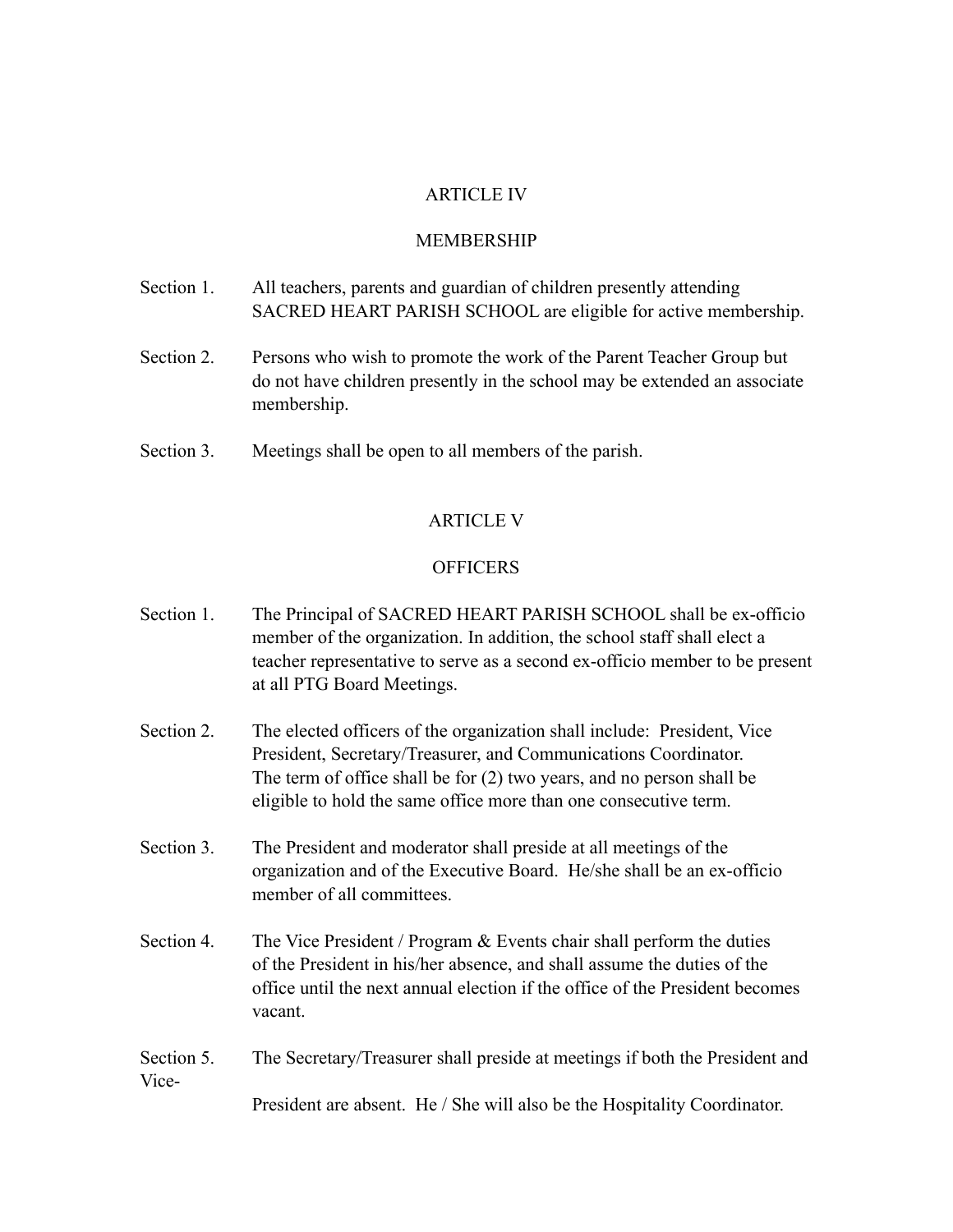## ARTICLE IV

## MEMBERSHIP

Section 1. All teachers, parents and guardian of children presently attending SACRED HEART PARISH SCHOOL are eligible for active membership.

Section 2. Persons who wish to promote the work of the Parent Teacher Group but do not have children presently in the school may be extended an associate membership.

Section 3. Meetings shall be open to all members of the parish.

## ARTICLE V

## OFFICERS

Section 1. The Principal of SACRED HEART PARISH SCHOOL shall be ex-officio member of the organization. In addition, the school staff shall elect a teacher representative to serve as a second ex-officio member to be present at all PTG Board Meetings.

Section 2. The elected officers of the organization shall include: President, Vice President, Secretary/Treasurer, and Communications Coordinator. The term of office shall be for (2) two years, and no person shall be eligible to hold the same office more than one consecutive term.

Section 3. The President and moderator shall preside at all meetings of the organization and of the Executive Board. He/she shall be an ex-officio member of all committees.

Section 4. The Vice President / Program & Events chair shall perform the duties of the President in his/her absence, and shall assume the duties of the office until the next annual election if the office of the President becomes vacant.

Section 5. The Secretary/Treasurer shall preside at meetings if both the President and Vice-President are absent. He / She will also be the Hospitality Coordinator.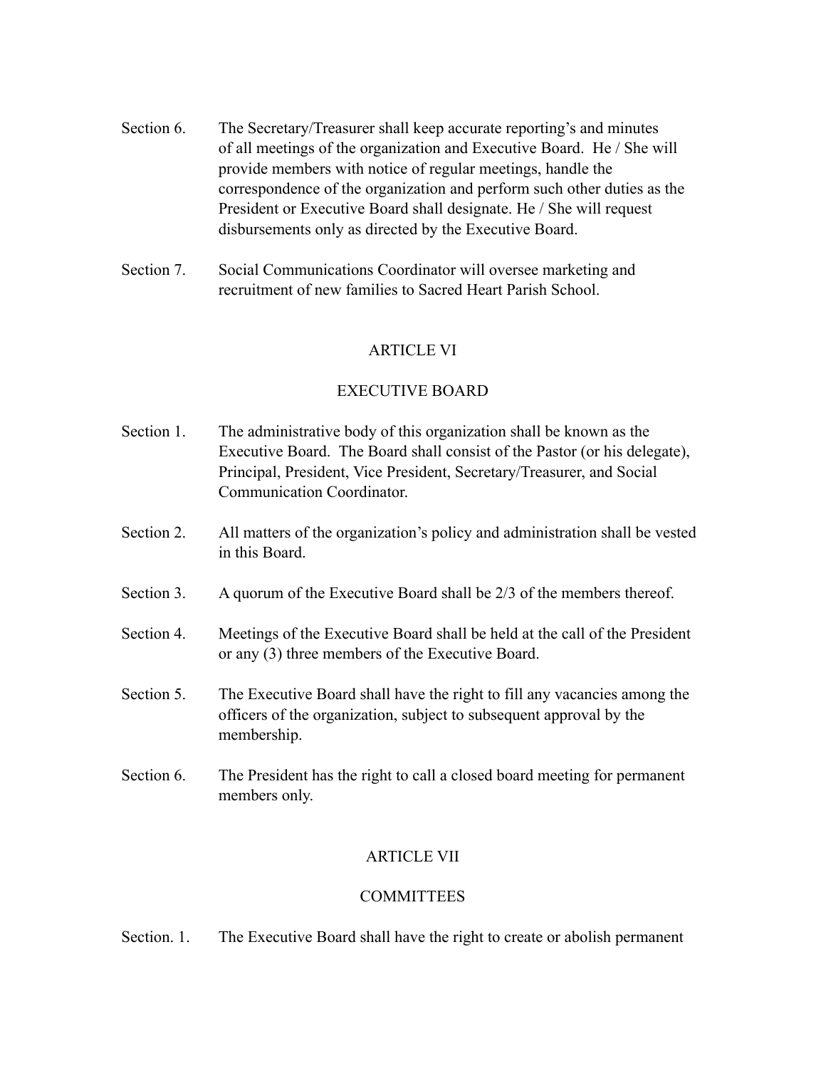Section 6. The Secretary/Treasurer shall keep accurate reporting's and minutes of all meetings of the organization and Executive Board. He / She will provide members with notice of regular meetings, handle the correspondence of the organization and perform such other duties as the President or Executive Board shall designate. He / She will request disbursements only as directed by the Executive Board.

Section 7. Social Communications Coordinator will oversee marketing and recruitment of new families to Sacred Heart Parish School.

## ARTICLE VI

## EXECUTIVE BOARD

Section 1. The administrative body of this organization shall be known as the Executive Board. The Board shall consist of the Pastor (or his delegate), Principal, President, Vice President, Secretary/Treasurer, and Social Communication Coordinator.

Section 2. All matters of the organization's policy and administration shall be vested in this Board.

Section 3. A quorum of the Executive Board shall be 2/3 of the members thereof.

Section 4. Meetings of the Executive Board shall be held at the call of the President or any (3) three members of the Executive Board.

Section 5. The Executive Board shall have the right to fill any vacancies among the officers of the organization, subject to subsequent approval by the membership.

Section 6. The President has the right to call a closed board meeting for permanent members only.

## ARTICLE VII

## COMMITTEES

Section. 1. The Executive Board shall have the right to create or abolish permanent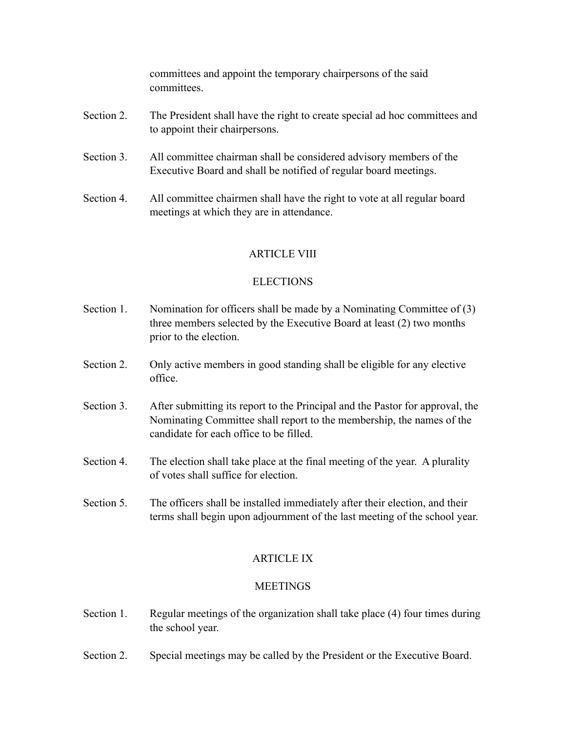committees and appoint the temporary chairpersons of the said committees.

Section 2. The President shall have the right to create special ad hoc committees and to appoint their chairpersons.

Section 3. All committee chairman shall be considered advisory members of the Executive Board and shall be notified of regular board meetings.

Section 4. All committee chairmen shall have the right to vote at all regular board meetings at which they are in attendance.

## ARTICLE VIII

## ELECTIONS

Section 1. Nomination for officers shall be made by a Nominating Committee of (3) three members selected by the Executive Board at least (2) two months prior to the election.

Section 2. Only active members in good standing shall be eligible for any elective office.

Section 3. After submitting its report to the Principal and the Pastor for approval, the Nominating Committee shall report to the membership, the names of the candidate for each office to be filled.

Section 4. The election shall take place at the final meeting of the year. A plurality of votes shall suffice for election.

Section 5. The officers shall be installed immediately after their election, and their terms shall begin upon adjournment of the last meeting of the school year.

## ARTICLE IX

## MEETINGS

Section 1. Regular meetings of the organization shall take place (4) four times during the school year.

Section 2. Special meetings may be called by the President or the Executive Board.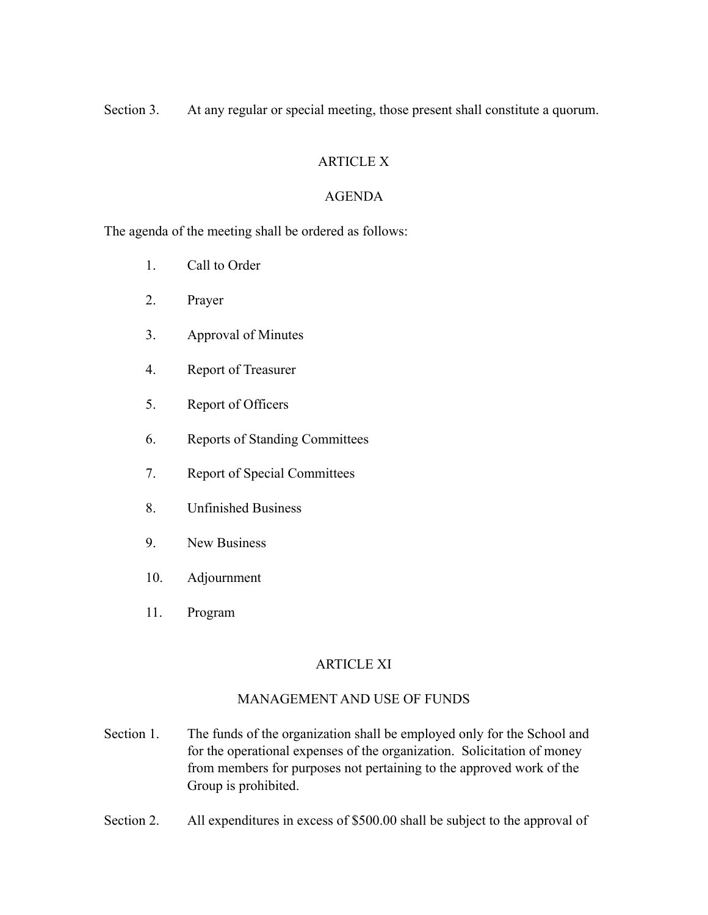Section 3. At any regular or special meeting, those present shall constitute a quorum.

## ARTICLE X

## AGENDA

The agenda of the meeting shall be ordered as follows:

1. Call to Order
2. Prayer
3. Approval of Minutes
4. Report of Treasurer
5. Report of Officers
6. Reports of Standing Committees
7. Report of Special Committees
8. Unfinished Business
9. New Business
10. Adjournment
11. Program

## ARTICLE XI

## MANAGEMENT AND USE OF FUNDS

Section 1. The funds of the organization shall be employed only for the School and for the operational expenses of the organization. Solicitation of money from members for purposes not pertaining to the approved work of the Group is prohibited.

Section 2. All expenditures in excess of $500.00 shall be subject to the approval of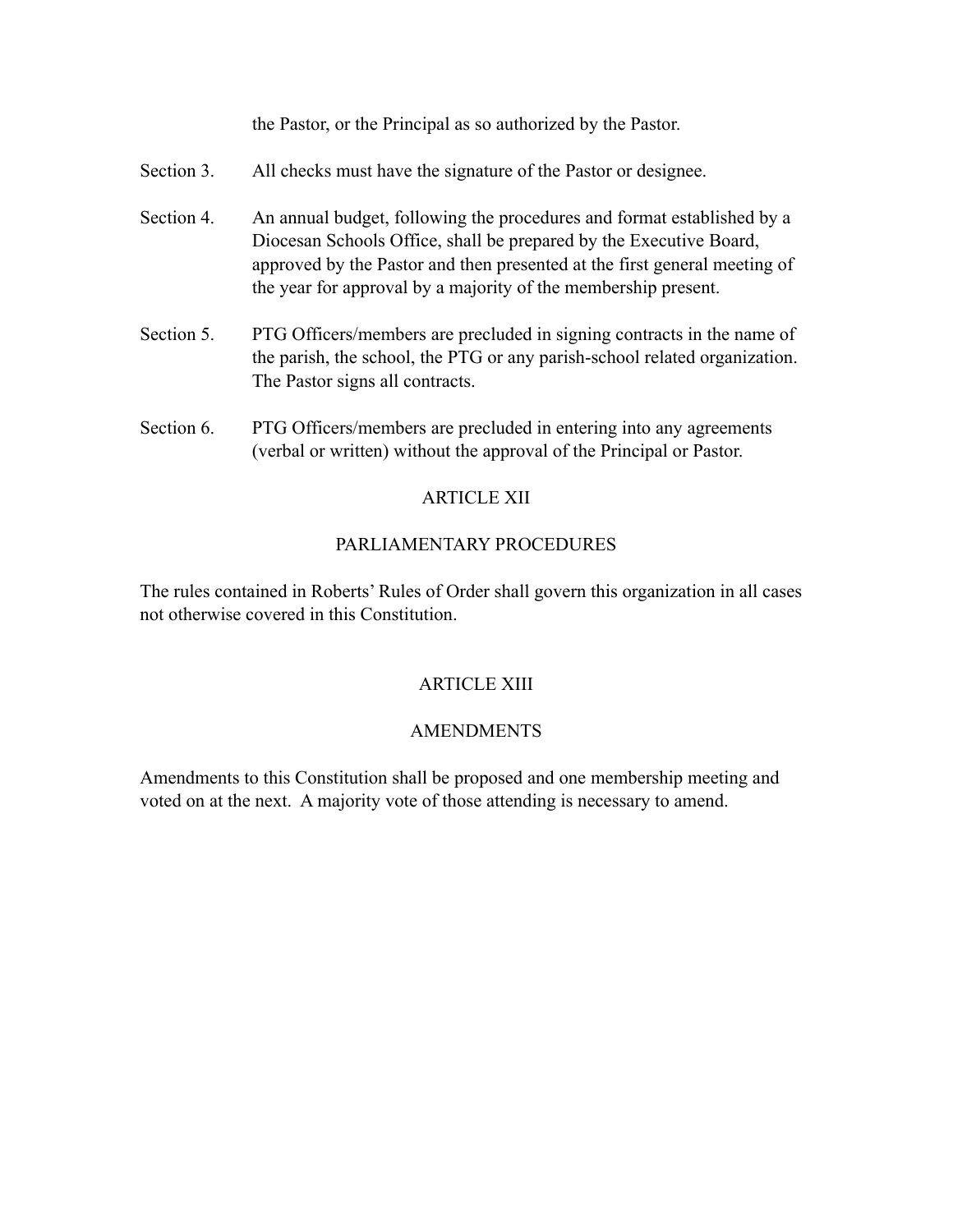the Pastor, or the Principal as so authorized by the Pastor.

Section 3. All checks must have the signature of the Pastor or designee.

Section 4. An annual budget, following the procedures and format established by a Diocesan Schools Office, shall be prepared by the Executive Board, approved by the Pastor and then presented at the first general meeting of the year for approval by a majority of the membership present.

Section 5. PTG Officers/members are precluded in signing contracts in the name of the parish, the school, the PTG or any parish-school related organization. The Pastor signs all contracts.

Section 6. PTG Officers/members are precluded in entering into any agreements (verbal or written) without the approval of the Principal or Pastor.

## ARTICLE XII

## PARLIAMENTARY PROCEDURES

The rules contained in Roberts' Rules of Order shall govern this organization in all cases not otherwise covered in this Constitution.

## ARTICLE XIII

## AMENDMENTS

Amendments to this Constitution shall be proposed and one membership meeting and voted on at the next. A majority vote of those attending is necessary to amend.